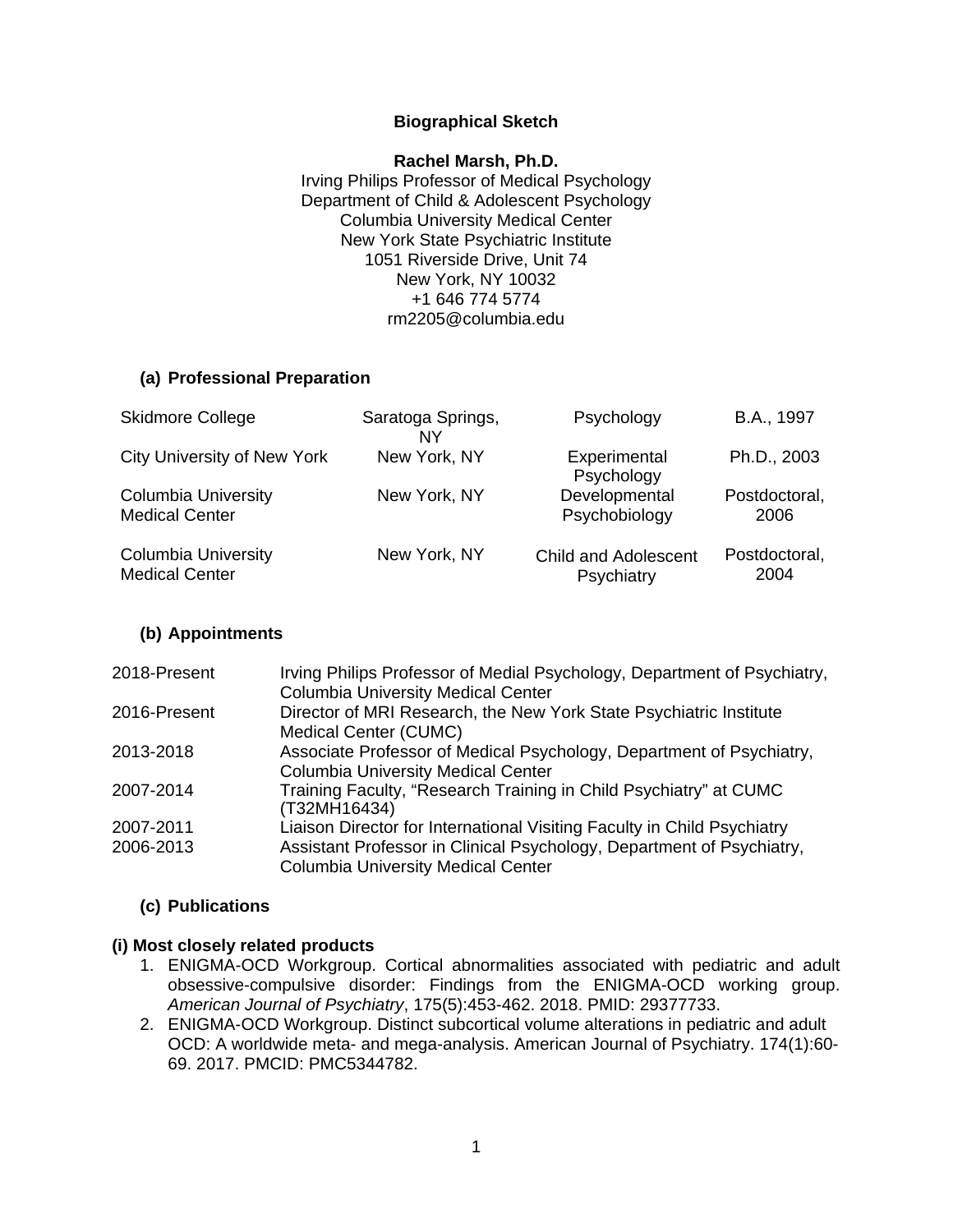**Biographical Sketch**

**Rachel Marsh, Ph.D.**
Irving Philips Professor of Medical Psychology
Department of Child & Adolescent Psychology
Columbia University Medical Center
New York State Psychiatric Institute
1051 Riverside Drive, Unit 74
New York, NY 10032
+1 646 774 5774
rm2205@columbia.edu

## (a) Professional Preparation

| | | | |
|---|---|---|---|
| Skidmore College | Saratoga Springs, NY | Psychology | B.A., 1997 |
| City University of New York | New York, NY | Experimental Psychology | Ph.D., 2003 |
| Columbia University Medical Center | New York, NY | Developmental Psychobiology | Postdoctoral, 2006 |
| Columbia University Medical Center | New York, NY | Child and Adolescent Psychiatry | Postdoctoral, 2004 |

## (b) Appointments

| | |
|---|---|
| 2018-Present | Irving Philips Professor of Medial Psychology, Department of Psychiatry, Columbia University Medical Center |
| 2016-Present | Director of MRI Research, the New York State Psychiatric Institute Medical Center (CUMC) |
| 2013-2018 | Associate Professor of Medical Psychology, Department of Psychiatry, Columbia University Medical Center |
| 2007-2014 | Training Faculty, “Research Training in Child Psychiatry” at CUMC (T32MH16434) |
| 2007-2011 | Liaison Director for International Visiting Faculty in Child Psychiatry |
| 2006-2013 | Assistant Professor in Clinical Psychology, Department of Psychiatry, Columbia University Medical Center |

## (c) Publications

**(i) Most closely related products**

1. ENIGMA-OCD Workgroup. Cortical abnormalities associated with pediatric and adult obsessive-compulsive disorder: Findings from the ENIGMA-OCD working group. *American Journal of Psychiatry*, 175(5):453-462. 2018. PMID: 29377733.
2. ENIGMA-OCD Workgroup. Distinct subcortical volume alterations in pediatric and adult OCD: A worldwide meta- and mega-analysis. American Journal of Psychiatry. 174(1):60-69. 2017. PMCID: PMC5344782.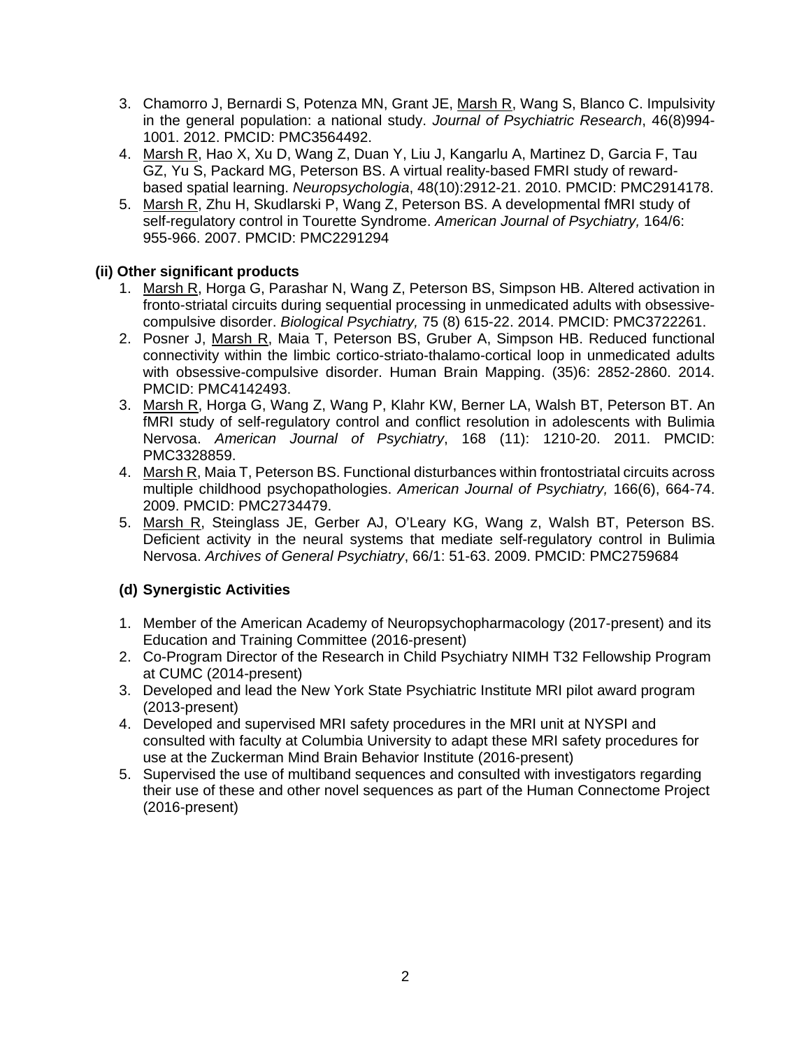3. Chamorro J, Bernardi S, Potenza MN, Grant JE, Marsh R, Wang S, Blanco C. Impulsivity in the general population: a national study. *Journal of Psychiatric Research*, 46(8)994-1001. 2012. PMCID: PMC3564492.
4. Marsh R, Hao X, Xu D, Wang Z, Duan Y, Liu J, Kangarlu A, Martinez D, Garcia F, Tau GZ, Yu S, Packard MG, Peterson BS. A virtual reality-based FMRI study of reward-based spatial learning. *Neuropsychologia*, 48(10):2912-21. 2010. PMCID: PMC2914178.
5. Marsh R, Zhu H, Skudlarski P, Wang Z, Peterson BS. A developmental fMRI study of self-regulatory control in Tourette Syndrome. *American Journal of Psychiatry,* 164/6: 955-966. 2007. PMCID: PMC2291294

**(ii) Other significant products**

1. Marsh R, Horga G, Parashar N, Wang Z, Peterson BS, Simpson HB. Altered activation in fronto-striatal circuits during sequential processing in unmedicated adults with obsessive-compulsive disorder. *Biological Psychiatry,* 75 (8) 615-22. 2014. PMCID: PMC3722261.
2. Posner J, Marsh R, Maia T, Peterson BS, Gruber A, Simpson HB. Reduced functional connectivity within the limbic cortico-striato-thalamo-cortical loop in unmedicated adults with obsessive-compulsive disorder. Human Brain Mapping. (35)6: 2852-2860. 2014. PMCID: PMC4142493.
3. Marsh R, Horga G, Wang Z, Wang P, Klahr KW, Berner LA, Walsh BT, Peterson BT. An fMRI study of self-regulatory control and conflict resolution in adolescents with Bulimia Nervosa. *American Journal of Psychiatry*, 168 (11): 1210-20. 2011. PMCID: PMC3328859.
4. Marsh R, Maia T, Peterson BS. Functional disturbances within frontostriatal circuits across multiple childhood psychopathologies. *American Journal of Psychiatry,* 166(6), 664-74. 2009. PMCID: PMC2734479.
5. Marsh R, Steinglass JE, Gerber AJ, O'Leary KG, Wang z, Walsh BT, Peterson BS. Deficient activity in the neural systems that mediate self-regulatory control in Bulimia Nervosa. *Archives of General Psychiatry*, 66/1: 51-63. 2009. PMCID: PMC2759684

**(d) Synergistic Activities**

1. Member of the American Academy of Neuropsychopharmacology (2017-present) and its Education and Training Committee (2016-present)
2. Co-Program Director of the Research in Child Psychiatry NIMH T32 Fellowship Program at CUMC (2014-present)
3. Developed and lead the New York State Psychiatric Institute MRI pilot award program (2013-present)
4. Developed and supervised MRI safety procedures in the MRI unit at NYSPI and consulted with faculty at Columbia University to adapt these MRI safety procedures for use at the Zuckerman Mind Brain Behavior Institute (2016-present)
5. Supervised the use of multiband sequences and consulted with investigators regarding their use of these and other novel sequences as part of the Human Connectome Project (2016-present)